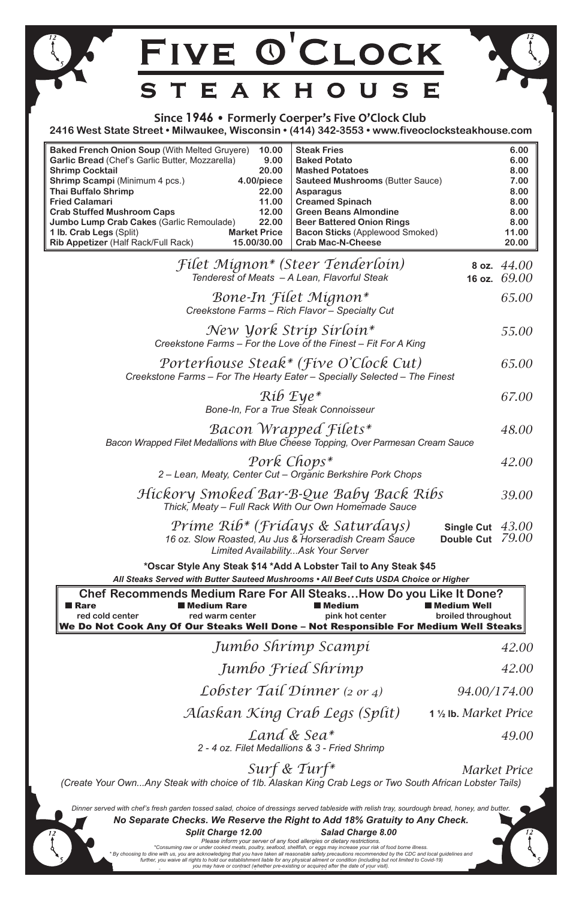# Five O'Clock
## STEAKHOUSE

**Since 1946 • Formerly Coerper's Five O'Clock Club**

**2416 West State Street • Milwaukee, Wisconsin • (414) 342-3553 • www.fiveoclocksteakhouse.com**

| Appetizers | | Sides | |
|---|---|---|---|
| **Baked French Onion Soup** (With Melted Gruyere) | 10.00 | **Steak Fries** | 6.00 |
| **Garlic Bread** (Chef's Garlic Butter, Mozzarella) | 9.00 | **Baked Potato** | 6.00 |
| **Shrimp Cocktail** | 20.00 | **Mashed Potatoes** | 8.00 |
| **Shrimp Scampi** (Minimum 4 pcs.) | 4.00/piece | **Sauteed Mushrooms** (Butter Sauce) | 7.00 |
| **Thai Buffalo Shrimp** | 22.00 | **Asparagus** | 8.00 |
| **Fried Calamari** | 11.00 | **Creamed Spinach** | 8.00 |
| **Crab Stuffed Mushroom Caps** | 12.00 | **Green Beans Almondine** | 8.00 |
| **Jumbo Lump Crab Cakes** (Garlic Remoulade) | 22.00 | **Beer Battered Onion Rings** | 8.00 |
| **1 lb. Crab Legs** (Split) | Market Price | **Bacon Sticks** (Applewood Smoked) | 11.00 |
| **Rib Appetizer** (Half Rack/Full Rack) | 15.00/30.00 | **Crab Mac-N-Cheese** | 20.00 |

### *Filet Mignon\* (Steer Tenderloin)* — 8 oz. *44.00* / 16 oz. *69.00*
*Tenderest of Meats – A Lean, Flavorful Steak*

### *Bone-In Filet Mignon\** — *65.00*
*Creekstone Farms – Rich Flavor – Specialty Cut*

### *New York Strip Sirloin\** — *55.00*
*Creekstone Farms – For the Love of the Finest – Fit For A King*

### *Porterhouse Steak\* (Five O'Clock Cut)* — *65.00*
*Creekstone Farms – For The Hearty Eater – Specially Selected – The Finest*

### *Rib Eye\** — *67.00*
*Bone-In, For a True Steak Connoisseur*

### *Bacon Wrapped Filets\** — *48.00*
*Bacon Wrapped Filet Medallions with Blue Cheese Topping, Over Parmesan Cream Sauce*

### *Pork Chops\** — *42.00*
*2 – Lean, Meaty, Center Cut – Organic Berkshire Pork Chops*

### *Hickory Smoked Bar-B-Que Baby Back Ribs* — *39.00*
*Thick, Meaty – Full Rack With Our Own Homemade Sauce*

### *Prime Rib\* (Fridays & Saturdays)* — Single Cut *43.00* / Double Cut *79.00*
*16 oz. Slow Roasted, Au Jus & Horseradish Cream Sauce*
*Limited Availability...Ask Your Server*

**\*Oscar Style Any Steak $14 \*Add A Lobster Tail to Any Steak $45**

***All Steaks Served with Butter Sauteed Mushrooms • All Beef Cuts USDA Choice or Higher***

**Chef Recommends Medium Rare For All Steaks…How Do you Like It Done?**

| ■ Rare | ■ Medium Rare | ■ Medium | ■ Medium Well |
|---|---|---|---|
| red cold center | red warm center | pink hot center | broiled throughout |

**We Do Not Cook Any Of Our Steaks Well Done – Not Responsible For Medium Well Steaks**

### *Jumbo Shrimp Scampi* — *42.00*

### *Jumbo Fried Shrimp* — *42.00*

### *Lobster Tail Dinner (2 or 4)* — *94.00/174.00*

### *Alaskan King Crab Legs (Split)* — 1 ½ lb. *Market Price*

### *Land & Sea\** — *49.00*
*2 - 4 oz. Filet Medallions & 3 - Fried Shrimp*

### *Surf & Turf\** — *Market Price*
*(Create Your Own...Any Steak with choice of 1lb. Alaskan King Crab Legs or Two South African Lobster Tails)*

*Dinner served with chef's fresh garden tossed salad, choice of dressings served tableside with relish tray, sourdough bread, honey, and butter.*

***No Separate Checks. We Reserve the Right to Add 18% Gratuity to Any Check.***

***Split Charge 12.00*** ***Salad Charge 8.00***

*Please inform your server of any food allergies or dietary restrictions.*

*\*Consuming raw or under cooked meats, poultry, seafood, shellfish, or eggs may increase your risk of food borne illness.*

*\* By choosing to dine with us, you are acknowledging that you have taken all reasonable safety precautions recommended by the CDC and local guidelines and further, you waive all rights to hold our establishment liable for any physical ailment or condition (including but not limited to Covid-19) you may have or contract (whether pre-existing or acquired after the date of your visit).*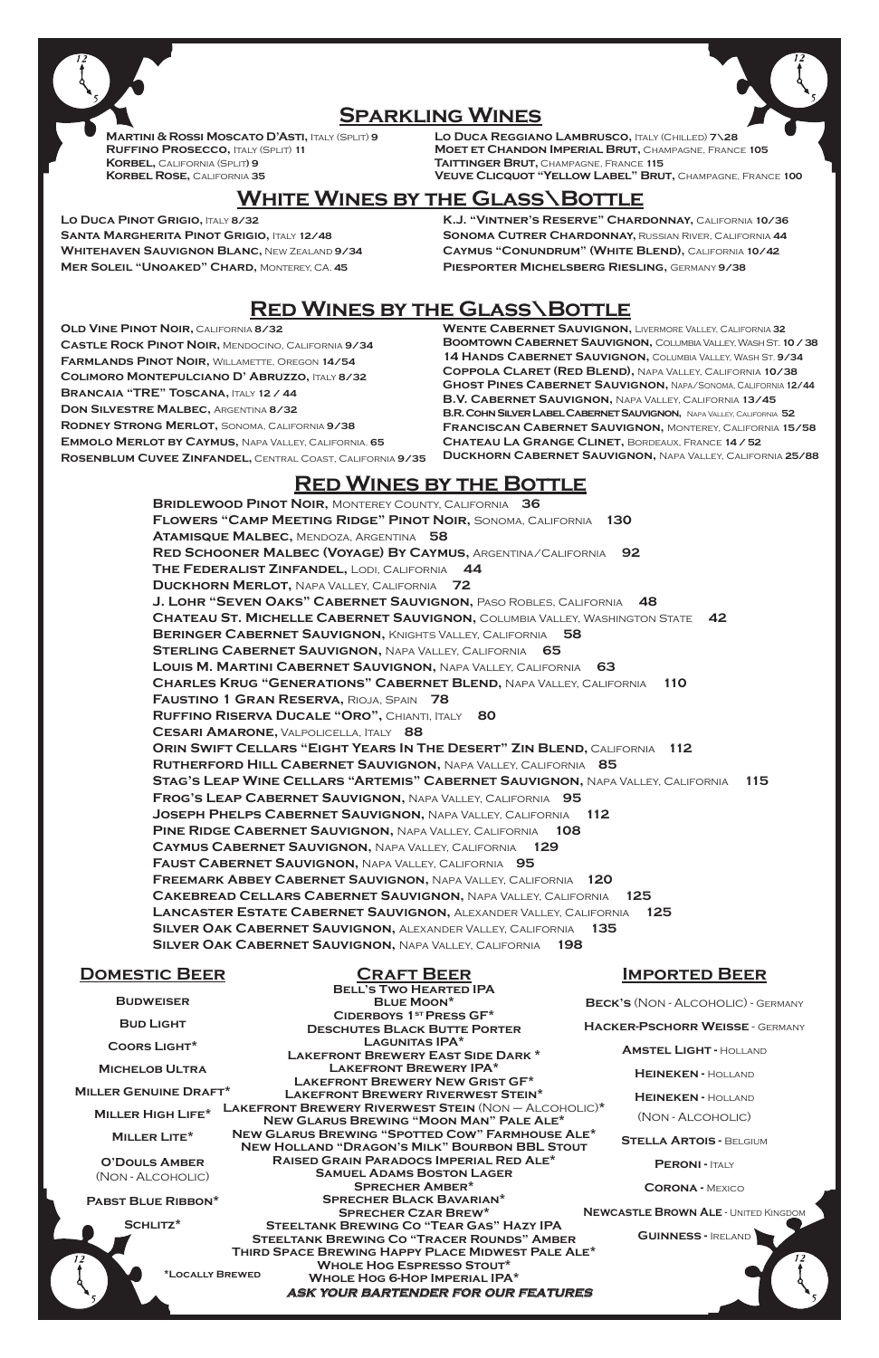## Sparkling Wines

**Martini & Rossi Moscato D'Asti,** Italy (Split) **9**
**Ruffino Prosecco,** Italy (Split) **11**
**Korbel,** California (Split) **9**
**Korbel Rose,** California **35**
**Lo Duca Reggiano Lambrusco,** Italy (Chilled) **7\28**
**Moet et Chandon Imperial Brut,** Champagne, France **105**
**Taittinger Brut,** Champagne, France **115**
**Veuve Clicquot "Yellow Label" Brut,** Champagne, France **100**

## White Wines by the Glass\Bottle

**Lo Duca Pinot Grigio,** Italy **8/32**
**Santa Margherita Pinot Grigio,** Italy **12/48**
**Whitehaven Sauvignon Blanc,** New Zealand **9/34**
**Mer Soleil "Unoaked" Chard,** Monterey, CA. **45**
**K.J. "Vintner's Reserve" Chardonnay,** California **10/36**
**Sonoma Cutrer Chardonnay,** Russian River, California **44**
**Caymus "Conundrum" (White Blend),** California **10/42**
**Piesporter Michelsberg Riesling,** Germany **9/38**

## Red Wines by the Glass\Bottle

**Old Vine Pinot Noir,** California **8/32**
**Castle Rock Pinot Noir,** Mendocino, California **9/34**
**Farmlands Pinot Noir,** Willamette, Oregon **14/54**
**Colimoro Montepulciano D' Abruzzo,** Italy **8/32**
**Brancaia "TRE" Toscana,** Italy **12 / 44**
**Don Silvestre Malbec,** Argentina **8/32**
**Rodney Strong Merlot,** Sonoma, California **9/38**
**Emmolo Merlot by Caymus,** Napa Valley, California. **65**
**Rosenblum Cuvee Zinfandel,** Central Coast, California **9/35**
**Wente Cabernet Sauvignon,** Livermore Valley, California **32**
**Boomtown Cabernet Sauvignon,** Columbia Valley, Wash St. **10 / 38**
**14 Hands Cabernet Sauvignon,** Columbia Valley, Wash St. **9/34**
**Coppola Claret (Red Blend),** Napa Valley, California **10/38**
**Ghost Pines Cabernet Sauvignon,** Napa/Sonoma, California **12/44**
**B.V. Cabernet Sauvignon,** Napa Valley, California **13/45**
**B.R. Cohn Silver Label Cabernet Sauvignon,** Napa Valley, California **52**
**Franciscan Cabernet Sauvignon,** Monterey, California **15/58**
**Chateau La Grange Clinet,** Bordeaux, France **14 / 52**
**Duckhorn Cabernet Sauvignon,** Napa Valley, California **25/88**

## Red Wines by the Bottle

**Bridlewood Pinot Noir,** Monterey County, California **36**
**Flowers "Camp Meeting Ridge" Pinot Noir,** Sonoma, California **130**
**Atamisque Malbec,** Mendoza, Argentina **58**
**Red Schooner Malbec (Voyage) By Caymus,** Argentina/California **92**
**The Federalist Zinfandel,** Lodi, California **44**
**Duckhorn Merlot,** Napa Valley, California **72**
**J. Lohr "Seven Oaks" Cabernet Sauvignon,** Paso Robles, California **48**
**Chateau St. Michelle Cabernet Sauvignon,** Columbia Valley, Washington State **42**
**Beringer Cabernet Sauvignon,** Knights Valley, California **58**
**Sterling Cabernet Sauvignon,** Napa Valley, California **65**
**Louis M. Martini Cabernet Sauvignon,** Napa Valley, California **63**
**Charles Krug "Generations" Cabernet Blend,** Napa Valley, California **110**
**Faustino 1 Gran Reserva,** Rioja, Spain **78**
**Ruffino Riserva Ducale "Oro",** Chianti, Italy **80**
**Cesari Amarone,** Valpolicella, Italy **88**
**Orin Swift Cellars "Eight Years In The Desert" Zin Blend,** California **112**
**Rutherford Hill Cabernet Sauvignon,** Napa Valley, California **85**
**Stag's Leap Wine Cellars "Artemis" Cabernet Sauvignon,** Napa Valley, California **115**
**Frog's Leap Cabernet Sauvignon,** Napa Valley, California **95**
**Joseph Phelps Cabernet Sauvignon,** Napa Valley, California **112**
**Pine Ridge Cabernet Sauvignon,** Napa Valley, California **108**
**Caymus Cabernet Sauvignon,** Napa Valley, California **129**
**Faust Cabernet Sauvignon,** Napa Valley, California **95**
**Freemark Abbey Cabernet Sauvignon,** Napa Valley, California **120**
**Cakebread Cellars Cabernet Sauvignon,** Napa Valley, California **125**
**Lancaster Estate Cabernet Sauvignon,** Alexander Valley, California **125**
**Silver Oak Cabernet Sauvignon,** Alexander Valley, California **135**
**Silver Oak Cabernet Sauvignon,** Napa Valley, California **198**

## Domestic Beer

**Budweiser**
**Bud Light**
**Coors Light***
**Michelob Ultra**
**Miller Genuine Draft***
**Miller High Life***
**Miller Lite***
**O'Douls Amber** (Non - Alcoholic)
**Pabst Blue Ribbon***
**Schlitz***

*Locally Brewed

## Craft Beer

**Bell's Two Hearted IPA**
**Blue Moon***
**Ciderboys 1st Press GF***
**Deschutes Black Butte Porter**
**Lagunitas IPA***
**Lakefront Brewery East Side Dark ***
**Lakefront Brewery IPA***
**Lakefront Brewery New Grist GF***
**Lakefront Brewery Riverwest Stein***
**Lakefront Brewery Riverwest Stein** (Non – Alcoholic)*
**New Glarus Brewing "Moon Man" Pale Ale***
**New Glarus Brewing "Spotted Cow" Farmhouse Ale***
**New Holland "Dragon's Milk" Bourbon BBL Stout**
**Raised Grain Paradocs Imperial Red Ale***
**Samuel Adams Boston Lager**
**Sprecher Amber***
**Sprecher Black Bavarian***
**Sprecher Czar Brew***
**Steeltank Brewing Co "Tear Gas" Hazy IPA**
**Steeltank Brewing Co "Tracer Rounds" Amber**
**Third Space Brewing Happy Place Midwest Pale Ale***
**Whole Hog Espresso Stout***
**Whole Hog 6-Hop Imperial IPA***

***Ask your bartender for our features***

## Imported Beer

**Beck's** (Non - Alcoholic) - Germany
**Hacker-Pschorr Weisse** - Germany
**Amstel Light** - Holland
**Heineken** - Holland
**Heineken** - Holland (Non - Alcoholic)
**Stella Artois** - Belgium
**Peroni** - Italy
**Corona** - Mexico
**Newcastle Brown Ale** - United Kingdom
**Guinness** - Ireland